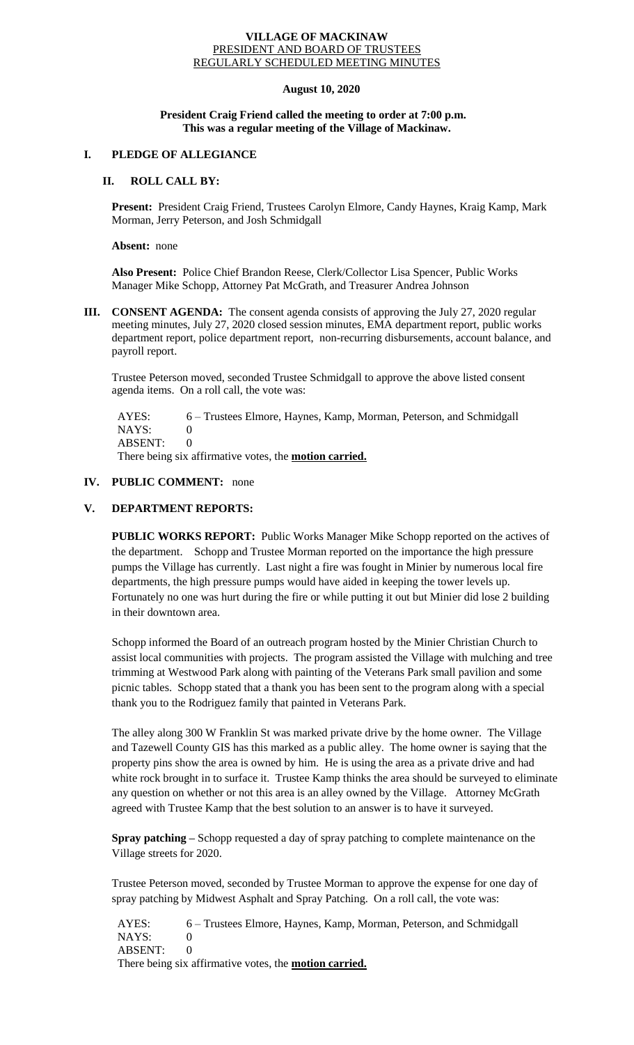**VILLAGE OF MACKINAW**
PRESIDENT AND BOARD OF TRUSTEES
REGULARLY SCHEDULED MEETING MINUTES

**August 10, 2020**

**President Craig Friend called the meeting to order at 7:00 p.m.**
**This was a regular meeting of the Village of Mackinaw.**

## I. PLEDGE OF ALLEGIANCE

### II. ROLL CALL BY:

**Present:** President Craig Friend, Trustees Carolyn Elmore, Candy Haynes, Kraig Kamp, Mark Morman, Jerry Peterson, and Josh Schmidgall

**Absent:** none

**Also Present:** Police Chief Brandon Reese, Clerk/Collector Lisa Spencer, Public Works Manager Mike Schopp, Attorney Pat McGrath, and Treasurer Andrea Johnson

**III. CONSENT AGENDA:** The consent agenda consists of approving the July 27, 2020 regular meeting minutes, July 27, 2020 closed session minutes, EMA department report, public works department report, police department report, non-recurring disbursements, account balance, and payroll report.

Trustee Peterson moved, seconded Trustee Schmidgall to approve the above listed consent agenda items. On a roll call, the vote was:

AYES: 6 – Trustees Elmore, Haynes, Kamp, Morman, Peterson, and Schmidgall
NAYS: 0
ABSENT: 0
There being six affirmative votes, the **motion carried.**

**IV. PUBLIC COMMENT:** none

## V. DEPARTMENT REPORTS:

**PUBLIC WORKS REPORT:** Public Works Manager Mike Schopp reported on the actives of the department. Schopp and Trustee Morman reported on the importance the high pressure pumps the Village has currently. Last night a fire was fought in Minier by numerous local fire departments, the high pressure pumps would have aided in keeping the tower levels up. Fortunately no one was hurt during the fire or while putting it out but Minier did lose 2 building in their downtown area.

Schopp informed the Board of an outreach program hosted by the Minier Christian Church to assist local communities with projects. The program assisted the Village with mulching and tree trimming at Westwood Park along with painting of the Veterans Park small pavilion and some picnic tables. Schopp stated that a thank you has been sent to the program along with a special thank you to the Rodriguez family that painted in Veterans Park.

The alley along 300 W Franklin St was marked private drive by the home owner. The Village and Tazewell County GIS has this marked as a public alley. The home owner is saying that the property pins show the area is owned by him. He is using the area as a private drive and had white rock brought in to surface it. Trustee Kamp thinks the area should be surveyed to eliminate any question on whether or not this area is an alley owned by the Village. Attorney McGrath agreed with Trustee Kamp that the best solution to an answer is to have it surveyed.

**Spray patching –** Schopp requested a day of spray patching to complete maintenance on the Village streets for 2020.

Trustee Peterson moved, seconded by Trustee Morman to approve the expense for one day of spray patching by Midwest Asphalt and Spray Patching. On a roll call, the vote was:

AYES: 6 – Trustees Elmore, Haynes, Kamp, Morman, Peterson, and Schmidgall
NAYS: 0
ABSENT: 0
There being six affirmative votes, the **motion carried.**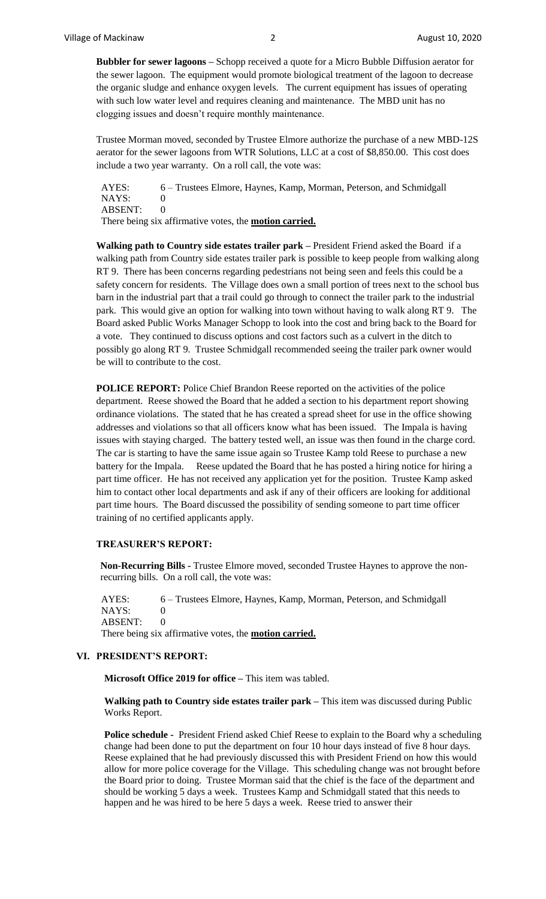**Bubbler for sewer lagoons –** Schopp received a quote for a Micro Bubble Diffusion aerator for the sewer lagoon. The equipment would promote biological treatment of the lagoon to decrease the organic sludge and enhance oxygen levels. The current equipment has issues of operating with such low water level and requires cleaning and maintenance. The MBD unit has no clogging issues and doesn't require monthly maintenance.

Trustee Morman moved, seconded by Trustee Elmore authorize the purchase of a new MBD-12S aerator for the sewer lagoons from WTR Solutions, LLC at a cost of $8,850.00. This cost does include a two year warranty. On a roll call, the vote was:

AYES: 6 – Trustees Elmore, Haynes, Kamp, Morman, Peterson, and Schmidgall
NAYS: 0
ABSENT: 0
There being six affirmative votes, the **motion carried.**

**Walking path to Country side estates trailer park –** President Friend asked the Board if a walking path from Country side estates trailer park is possible to keep people from walking along RT 9. There has been concerns regarding pedestrians not being seen and feels this could be a safety concern for residents. The Village does own a small portion of trees next to the school bus barn in the industrial part that a trail could go through to connect the trailer park to the industrial park. This would give an option for walking into town without having to walk along RT 9. The Board asked Public Works Manager Schopp to look into the cost and bring back to the Board for a vote. They continued to discuss options and cost factors such as a culvert in the ditch to possibly go along RT 9. Trustee Schmidgall recommended seeing the trailer park owner would be will to contribute to the cost.

**POLICE REPORT:** Police Chief Brandon Reese reported on the activities of the police department. Reese showed the Board that he added a section to his department report showing ordinance violations. The stated that he has created a spread sheet for use in the office showing addresses and violations so that all officers know what has been issued. The Impala is having issues with staying charged. The battery tested well, an issue was then found in the charge cord. The car is starting to have the same issue again so Trustee Kamp told Reese to purchase a new battery for the Impala. Reese updated the Board that he has posted a hiring notice for hiring a part time officer. He has not received any application yet for the position. Trustee Kamp asked him to contact other local departments and ask if any of their officers are looking for additional part time hours. The Board discussed the possibility of sending someone to part time officer training of no certified applicants apply.

**TREASURER'S REPORT:**

**Non-Recurring Bills -** Trustee Elmore moved, seconded Trustee Haynes to approve the non-recurring bills. On a roll call, the vote was:

AYES: 6 – Trustees Elmore, Haynes, Kamp, Morman, Peterson, and Schmidgall
NAYS: 0
ABSENT: 0
There being six affirmative votes, the **motion carried.**

## VI. PRESIDENT'S REPORT:

**Microsoft Office 2019 for office –** This item was tabled.

**Walking path to Country side estates trailer park –** This item was discussed during Public Works Report.

**Police schedule -** President Friend asked Chief Reese to explain to the Board why a scheduling change had been done to put the department on four 10 hour days instead of five 8 hour days. Reese explained that he had previously discussed this with President Friend on how this would allow for more police coverage for the Village. This scheduling change was not brought before the Board prior to doing. Trustee Morman said that the chief is the face of the department and should be working 5 days a week. Trustees Kamp and Schmidgall stated that this needs to happen and he was hired to be here 5 days a week. Reese tried to answer their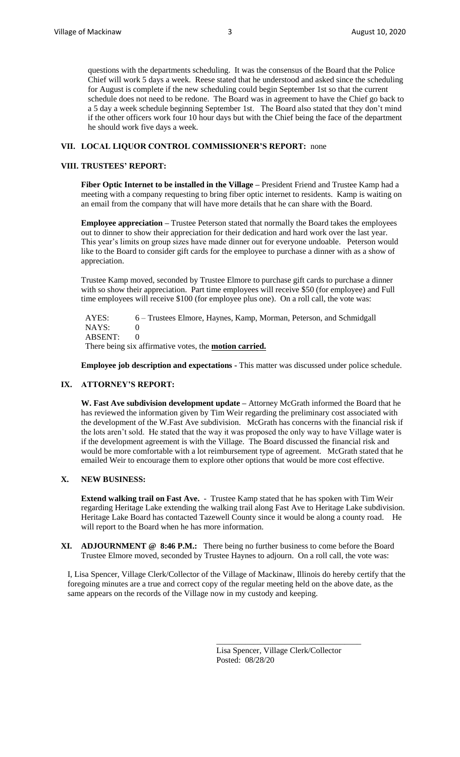questions with the departments scheduling. It was the consensus of the Board that the Police Chief will work 5 days a week. Reese stated that he understood and asked since the scheduling for August is complete if the new scheduling could begin September 1st so that the current schedule does not need to be redone. The Board was in agreement to have the Chief go back to a 5 day a week schedule beginning September 1st. The Board also stated that they don't mind if the other officers work four 10 hour days but with the Chief being the face of the department he should work five days a week.

## VII. LOCAL LIQUOR CONTROL COMMISSIONER'S REPORT: none

## VIII. TRUSTEES' REPORT:

**Fiber Optic Internet to be installed in the Village –** President Friend and Trustee Kamp had a meeting with a company requesting to bring fiber optic internet to residents. Kamp is waiting on an email from the company that will have more details that he can share with the Board.

**Employee appreciation –** Trustee Peterson stated that normally the Board takes the employees out to dinner to show their appreciation for their dedication and hard work over the last year. This year's limits on group sizes have made dinner out for everyone undoable. Peterson would like to the Board to consider gift cards for the employee to purchase a dinner with as a show of appreciation.

Trustee Kamp moved, seconded by Trustee Elmore to purchase gift cards to purchase a dinner with so show their appreciation. Part time employees will receive $50 (for employee) and Full time employees will receive $100 (for employee plus one). On a roll call, the vote was:

AYES: 6 – Trustees Elmore, Haynes, Kamp, Morman, Peterson, and Schmidgall
NAYS: 0
ABSENT: 0
There being six affirmative votes, the **motion carried.**

**Employee job description and expectations -** This matter was discussed under police schedule.

## IX. ATTORNEY'S REPORT:

**W. Fast Ave subdivision development update –** Attorney McGrath informed the Board that he has reviewed the information given by Tim Weir regarding the preliminary cost associated with the development of the W.Fast Ave subdivision. McGrath has concerns with the financial risk if the lots aren't sold. He stated that the way it was proposed the only way to have Village water is if the development agreement is with the Village. The Board discussed the financial risk and would be more comfortable with a lot reimbursement type of agreement. McGrath stated that he emailed Weir to encourage them to explore other options that would be more cost effective.

## X. NEW BUSINESS:

**Extend walking trail on Fast Ave.** - Trustee Kamp stated that he has spoken with Tim Weir regarding Heritage Lake extending the walking trail along Fast Ave to Heritage Lake subdivision. Heritage Lake Board has contacted Tazewell County since it would be along a county road. He will report to the Board when he has more information.

## XI. ADJOURNMENT @ 8:46 P.M.: There being no further business to come before the Board Trustee Elmore moved, seconded by Trustee Haynes to adjourn. On a roll call, the vote was:

I, Lisa Spencer, Village Clerk/Collector of the Village of Mackinaw, Illinois do hereby certify that the foregoing minutes are a true and correct copy of the regular meeting held on the above date, as the same appears on the records of the Village now in my custody and keeping.

\_\_\_\_\_\_\_\_\_\_\_\_\_\_\_\_\_\_\_\_\_\_\_\_\_\_\_\_\_\_\_\_\_\_\_\_
Lisa Spencer, Village Clerk/Collector
Posted: 08/28/20